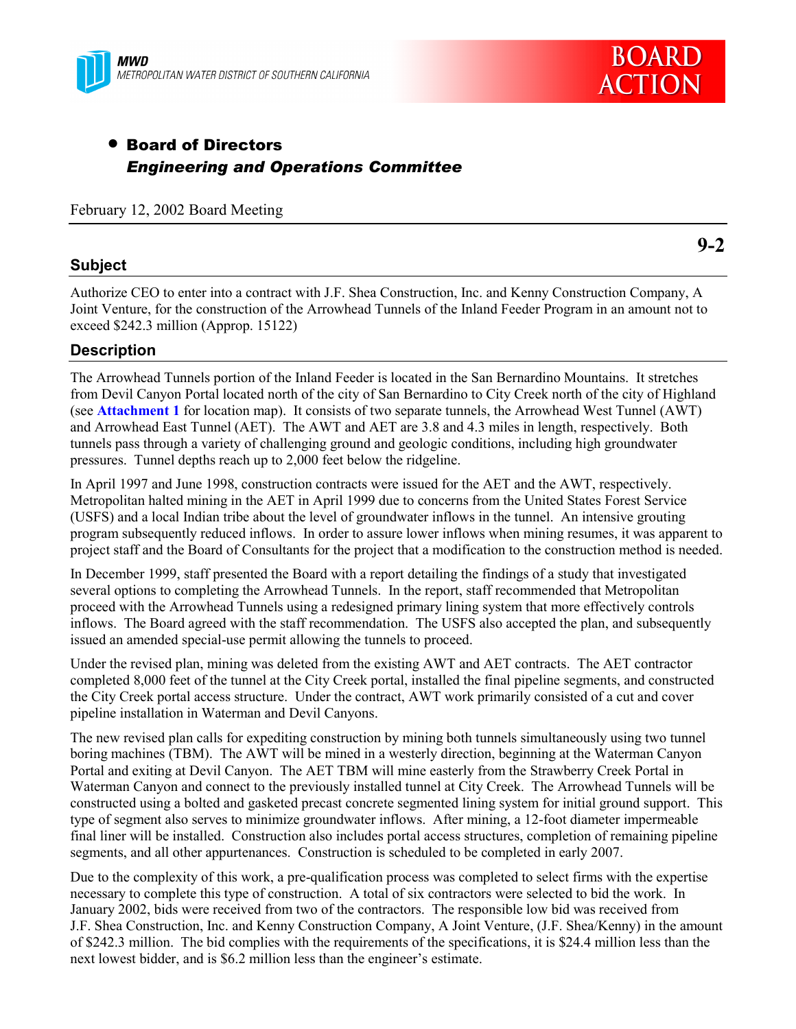MWD
METROPOLITAN WATER DISTRICT OF SOUTHERN CALIFORNIA

**BOARD ACTION**

- **Board of Directors**
  ***Engineering and Operations Committee***

February 12, 2002 Board Meeting

**9-2**

## Subject

Authorize CEO to enter into a contract with J.F. Shea Construction, Inc. and Kenny Construction Company, A Joint Venture, for the construction of the Arrowhead Tunnels of the Inland Feeder Program in an amount not to exceed $242.3 million (Approp. 15122)

## Description

The Arrowhead Tunnels portion of the Inland Feeder is located in the San Bernardino Mountains. It stretches from Devil Canyon Portal located north of the city of San Bernardino to City Creek north of the city of Highland (see **Attachment 1** for location map). It consists of two separate tunnels, the Arrowhead West Tunnel (AWT) and Arrowhead East Tunnel (AET). The AWT and AET are 3.8 and 4.3 miles in length, respectively. Both tunnels pass through a variety of challenging ground and geologic conditions, including high groundwater pressures. Tunnel depths reach up to 2,000 feet below the ridgeline.

In April 1997 and June 1998, construction contracts were issued for the AET and the AWT, respectively. Metropolitan halted mining in the AET in April 1999 due to concerns from the United States Forest Service (USFS) and a local Indian tribe about the level of groundwater inflows in the tunnel. An intensive grouting program subsequently reduced inflows. In order to assure lower inflows when mining resumes, it was apparent to project staff and the Board of Consultants for the project that a modification to the construction method is needed.

In December 1999, staff presented the Board with a report detailing the findings of a study that investigated several options to completing the Arrowhead Tunnels. In the report, staff recommended that Metropolitan proceed with the Arrowhead Tunnels using a redesigned primary lining system that more effectively controls inflows. The Board agreed with the staff recommendation. The USFS also accepted the plan, and subsequently issued an amended special-use permit allowing the tunnels to proceed.

Under the revised plan, mining was deleted from the existing AWT and AET contracts. The AET contractor completed 8,000 feet of the tunnel at the City Creek portal, installed the final pipeline segments, and constructed the City Creek portal access structure. Under the contract, AWT work primarily consisted of a cut and cover pipeline installation in Waterman and Devil Canyons.

The new revised plan calls for expediting construction by mining both tunnels simultaneously using two tunnel boring machines (TBM). The AWT will be mined in a westerly direction, beginning at the Waterman Canyon Portal and exiting at Devil Canyon. The AET TBM will mine easterly from the Strawberry Creek Portal in Waterman Canyon and connect to the previously installed tunnel at City Creek. The Arrowhead Tunnels will be constructed using a bolted and gasketed precast concrete segmented lining system for initial ground support. This type of segment also serves to minimize groundwater inflows. After mining, a 12-foot diameter impermeable final liner will be installed. Construction also includes portal access structures, completion of remaining pipeline segments, and all other appurtenances. Construction is scheduled to be completed in early 2007.

Due to the complexity of this work, a pre-qualification process was completed to select firms with the expertise necessary to complete this type of construction. A total of six contractors were selected to bid the work. In January 2002, bids were received from two of the contractors. The responsible low bid was received from J.F. Shea Construction, Inc. and Kenny Construction Company, A Joint Venture, (J.F. Shea/Kenny) in the amount of $242.3 million. The bid complies with the requirements of the specifications, it is $24.4 million less than the next lowest bidder, and is $6.2 million less than the engineer's estimate.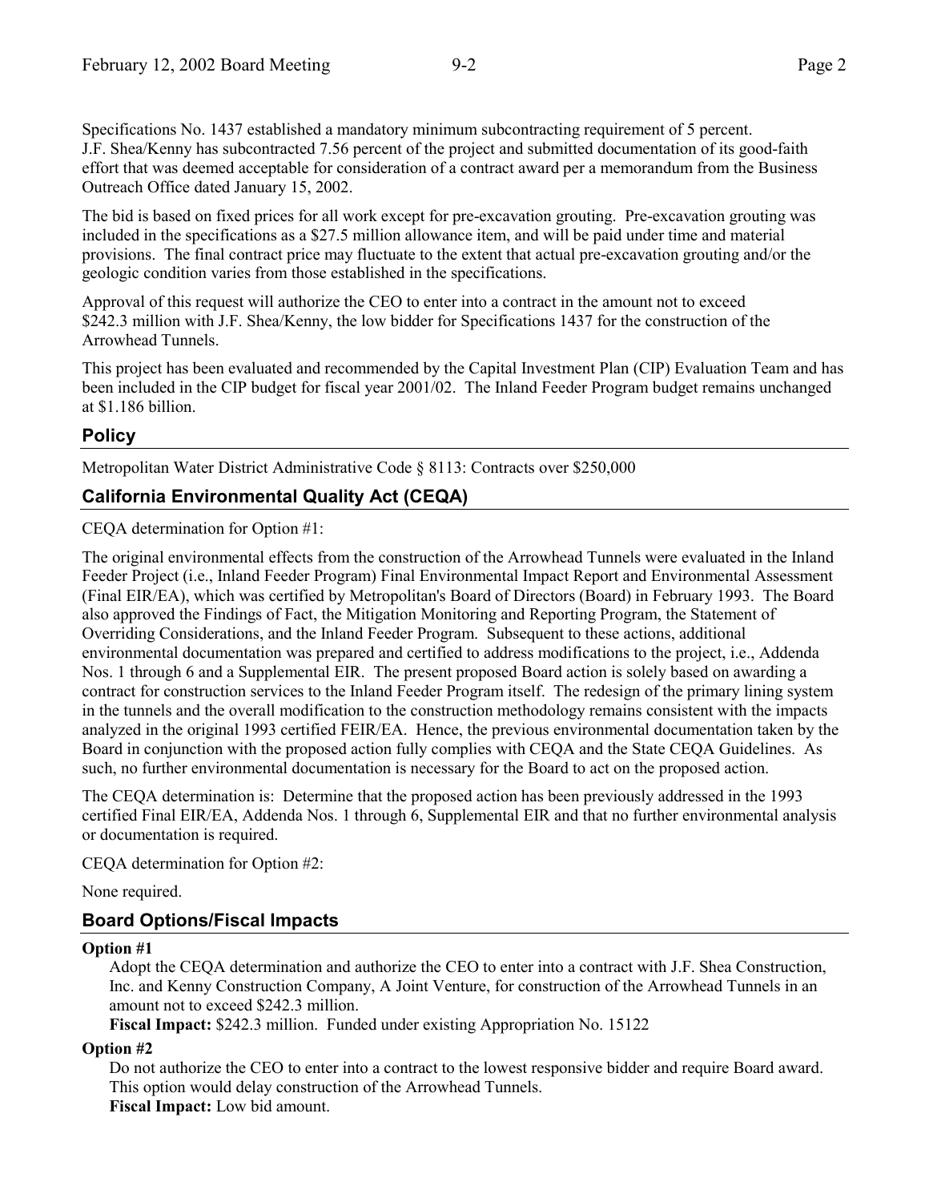Specifications No. 1437 established a mandatory minimum subcontracting requirement of 5 percent. J.F. Shea/Kenny has subcontracted 7.56 percent of the project and submitted documentation of its good-faith effort that was deemed acceptable for consideration of a contract award per a memorandum from the Business Outreach Office dated January 15, 2002.

The bid is based on fixed prices for all work except for pre-excavation grouting. Pre-excavation grouting was included in the specifications as a $27.5 million allowance item, and will be paid under time and material provisions. The final contract price may fluctuate to the extent that actual pre-excavation grouting and/or the geologic condition varies from those established in the specifications.

Approval of this request will authorize the CEO to enter into a contract in the amount not to exceed $242.3 million with J.F. Shea/Kenny, the low bidder for Specifications 1437 for the construction of the Arrowhead Tunnels.

This project has been evaluated and recommended by the Capital Investment Plan (CIP) Evaluation Team and has been included in the CIP budget for fiscal year 2001/02. The Inland Feeder Program budget remains unchanged at $1.186 billion.

## Policy

Metropolitan Water District Administrative Code § 8113: Contracts over $250,000

## California Environmental Quality Act (CEQA)

CEQA determination for Option #1:

The original environmental effects from the construction of the Arrowhead Tunnels were evaluated in the Inland Feeder Project (i.e., Inland Feeder Program) Final Environmental Impact Report and Environmental Assessment (Final EIR/EA), which was certified by Metropolitan's Board of Directors (Board) in February 1993. The Board also approved the Findings of Fact, the Mitigation Monitoring and Reporting Program, the Statement of Overriding Considerations, and the Inland Feeder Program. Subsequent to these actions, additional environmental documentation was prepared and certified to address modifications to the project, i.e., Addenda Nos. 1 through 6 and a Supplemental EIR. The present proposed Board action is solely based on awarding a contract for construction services to the Inland Feeder Program itself. The redesign of the primary lining system in the tunnels and the overall modification to the construction methodology remains consistent with the impacts analyzed in the original 1993 certified FEIR/EA. Hence, the previous environmental documentation taken by the Board in conjunction with the proposed action fully complies with CEQA and the State CEQA Guidelines. As such, no further environmental documentation is necessary for the Board to act on the proposed action.

The CEQA determination is: Determine that the proposed action has been previously addressed in the 1993 certified Final EIR/EA, Addenda Nos. 1 through 6, Supplemental EIR and that no further environmental analysis or documentation is required.

CEQA determination for Option #2:

None required.

## Board Options/Fiscal Impacts

**Option #1**

Adopt the CEQA determination and authorize the CEO to enter into a contract with J.F. Shea Construction, Inc. and Kenny Construction Company, A Joint Venture, for construction of the Arrowhead Tunnels in an amount not to exceed $242.3 million.

**Fiscal Impact:** $242.3 million. Funded under existing Appropriation No. 15122

**Option #2**

Do not authorize the CEO to enter into a contract to the lowest responsive bidder and require Board award. This option would delay construction of the Arrowhead Tunnels.

**Fiscal Impact:** Low bid amount.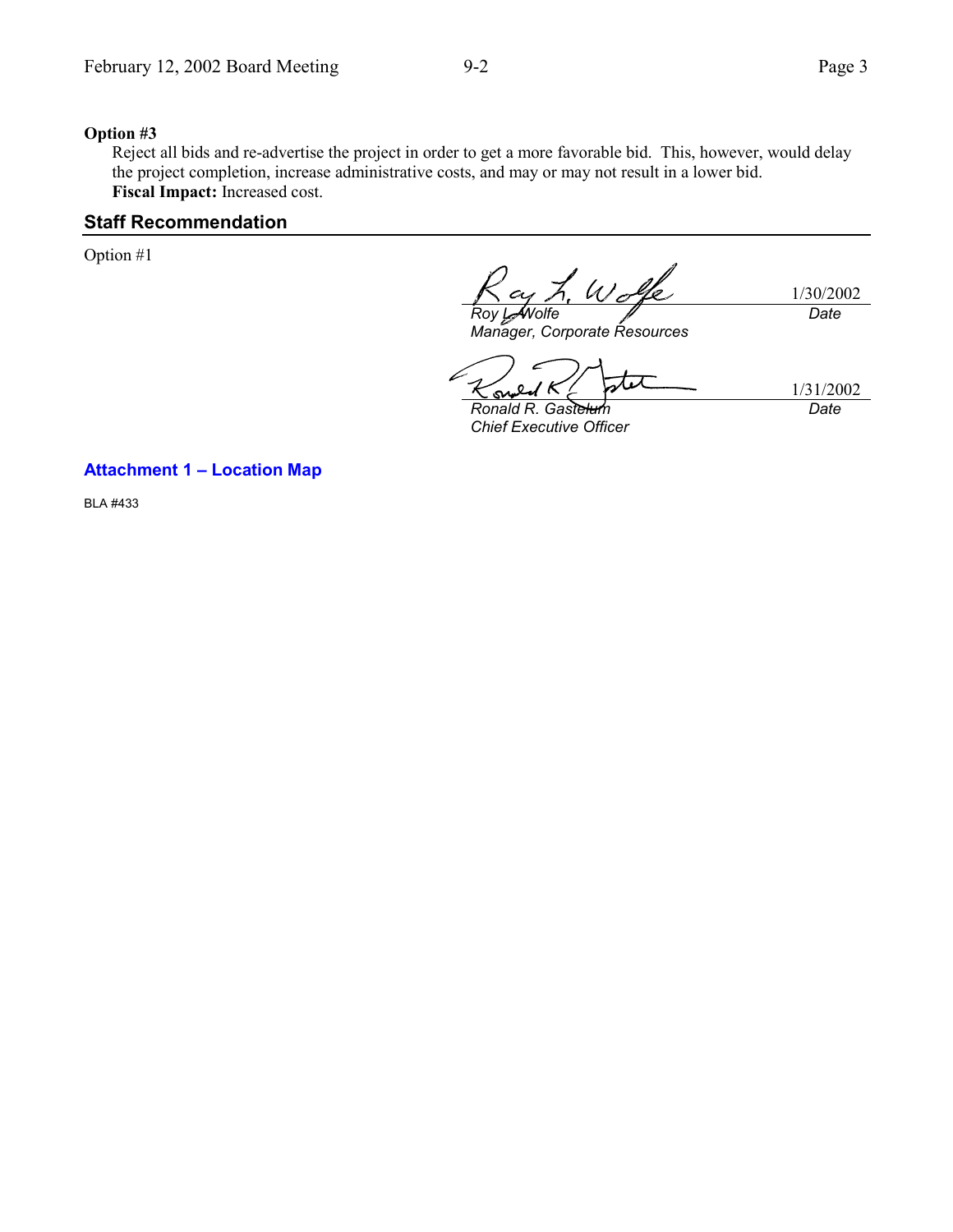**Option #3**

Reject all bids and re-advertise the project in order to get a more favorable bid. This, however, would delay the project completion, increase administrative costs, and may or may not result in a lower bid.
**Fiscal Impact:** Increased cost.

## Staff Recommendation

Option #1

| | |
|---|---|
| *Roy L. Wolfe* | 1/30/2002 |
| *Manager, Corporate Resources* | *Date* |

| | |
|---|---|
| *Ronald R. Gastelum* | 1/31/2002 |
| *Chief Executive Officer* | *Date* |

**Attachment 1 – Location Map**

BLA #433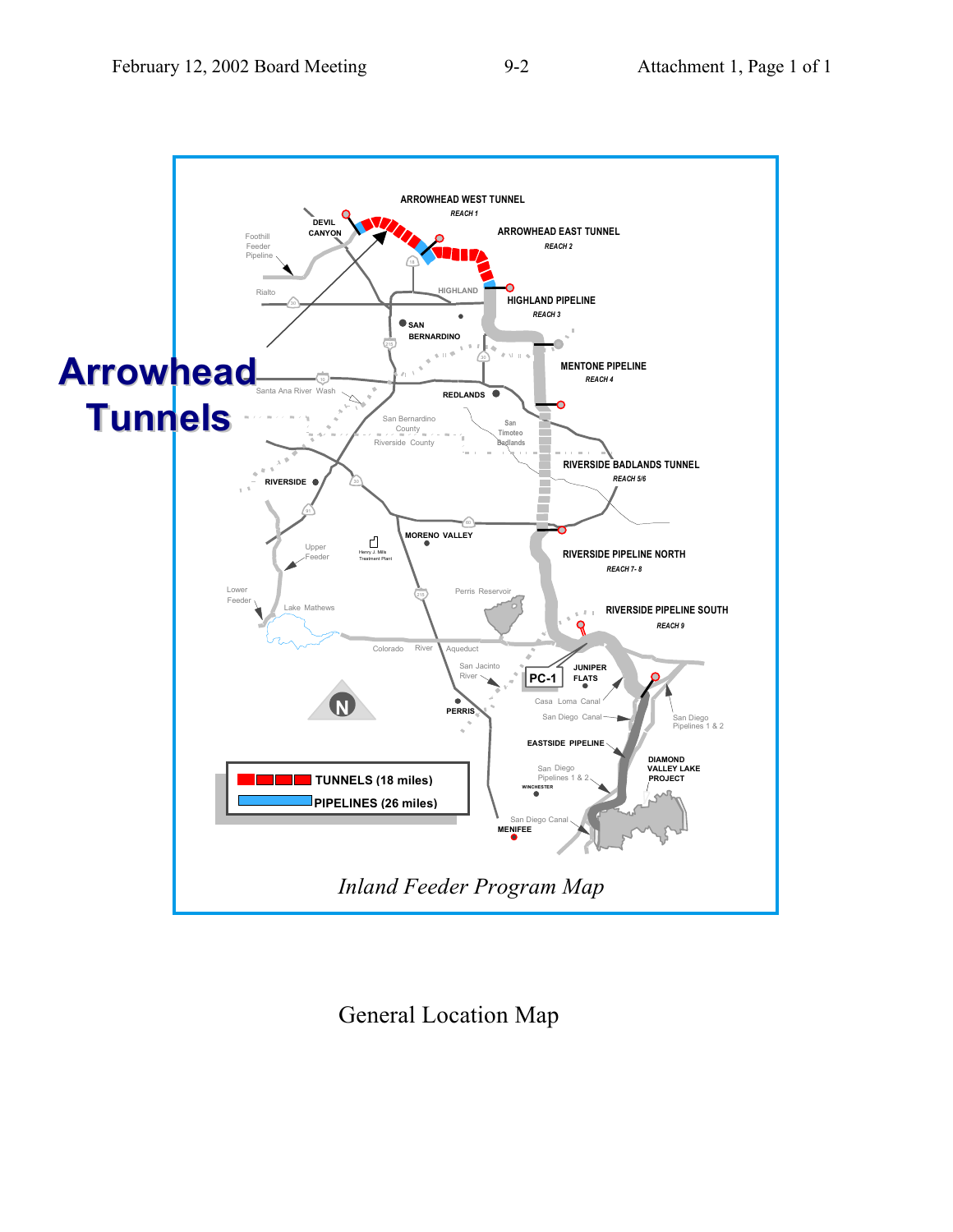Arrowhead Tunnels

ARROWHEAD WEST TUNNEL
REACH 1

ARROWHEAD EAST TUNNEL
REACH 2

DEVIL CANYON

Foothill Feeder Pipeline

Rialto

HIGHLAND

HIGHLAND PIPELINE
REACH 3

SAN BERNARDINO

MENTONE PIPELINE
REACH 4

Santa Ana River Wash

REDLANDS

San Bernardino County

Riverside County

San Timoteo Badlands

RIVERSIDE BADLANDS TUNNEL
REACH 5/6

RIVERSIDE

MORENO VALLEY

Henry J. Mills Treatment Plant

Upper Feeder

RIVERSIDE PIPELINE NORTH
REACH 7- 8

Lower Feeder

Perris Reservoir

Lake Mathews

RIVERSIDE PIPELINE SOUTH
REACH 9

Colorado River Aqueduct

San Jacinto River

PC-1

JUNIPER FLATS

PERRIS

Casa Loma Canal

San Diego Canal

San Diego Pipelines 1 & 2

EASTSIDE PIPELINE

San Diego Pipelines 1 & 2

WINCHESTER

DIAMOND VALLEY LAKE PROJECT

San Diego Canal

MENIFEE

N

TUNNELS (18 miles)

PIPELINES (26 miles)

*Inland Feeder Program Map*

General Location Map